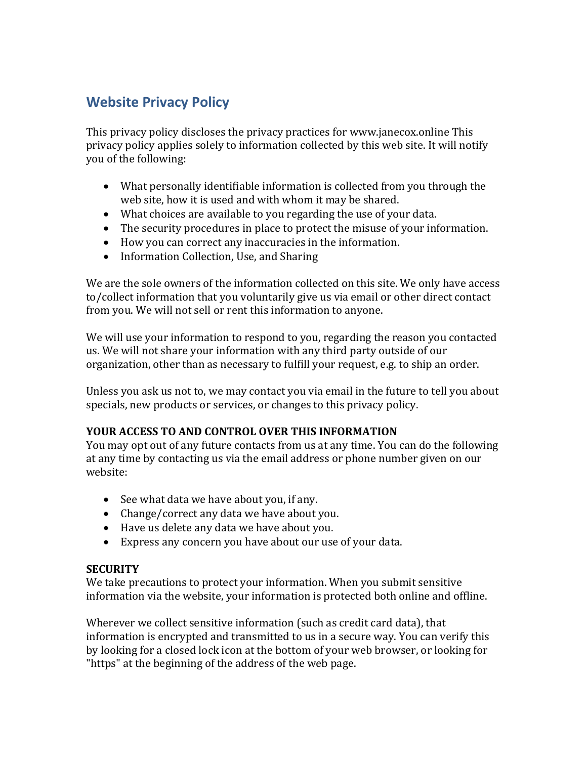# Website Privacy Policy

This privacy policy discloses the privacy practices for www.janecox.online This privacy policy applies solely to information collected by this web site. It will notify you of the following:

- What personally identifiable information is collected from you through the web site, how it is used and with whom it may be shared.
- What choices are available to you regarding the use of your data.
- The security procedures in place to protect the misuse of your information.
- How you can correct any inaccuracies in the information.
- Information Collection, Use, and Sharing

We are the sole owners of the information collected on this site. We only have access to/collect information that you voluntarily give us via email or other direct contact from you. We will not sell or rent this information to anyone.

We will use your information to respond to you, regarding the reason you contacted us. We will not share your information with any third party outside of our organization, other than as necessary to fulfill your request, e.g. to ship an order.

Unless you ask us not to, we may contact you via email in the future to tell you about specials, new products or services, or changes to this privacy policy.

**YOUR ACCESS TO AND CONTROL OVER THIS INFORMATION**

You may opt out of any future contacts from us at any time. You can do the following at any time by contacting us via the email address or phone number given on our website:

- See what data we have about you, if any.
- Change/correct any data we have about you.
- Have us delete any data we have about you.
- Express any concern you have about our use of your data.

**SECURITY**

We take precautions to protect your information. When you submit sensitive information via the website, your information is protected both online and offline.

Wherever we collect sensitive information (such as credit card data), that information is encrypted and transmitted to us in a secure way. You can verify this by looking for a closed lock icon at the bottom of your web browser, or looking for "https" at the beginning of the address of the web page.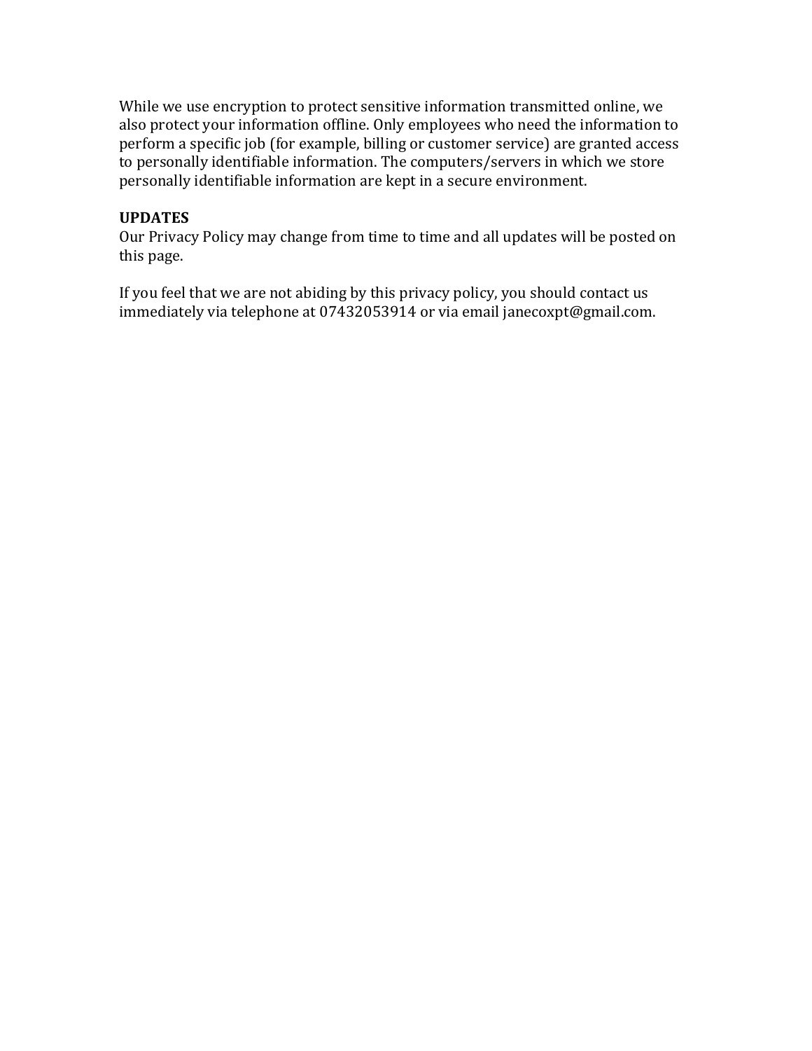While we use encryption to protect sensitive information transmitted online, we also protect your information offline. Only employees who need the information to perform a specific job (for example, billing or customer service) are granted access to personally identifiable information. The computers/servers in which we store personally identifiable information are kept in a secure environment.

**UPDATES**

Our Privacy Policy may change from time to time and all updates will be posted on this page.

If you feel that we are not abiding by this privacy policy, you should contact us immediately via telephone at 07432053914 or via email janecoxpt@gmail.com.